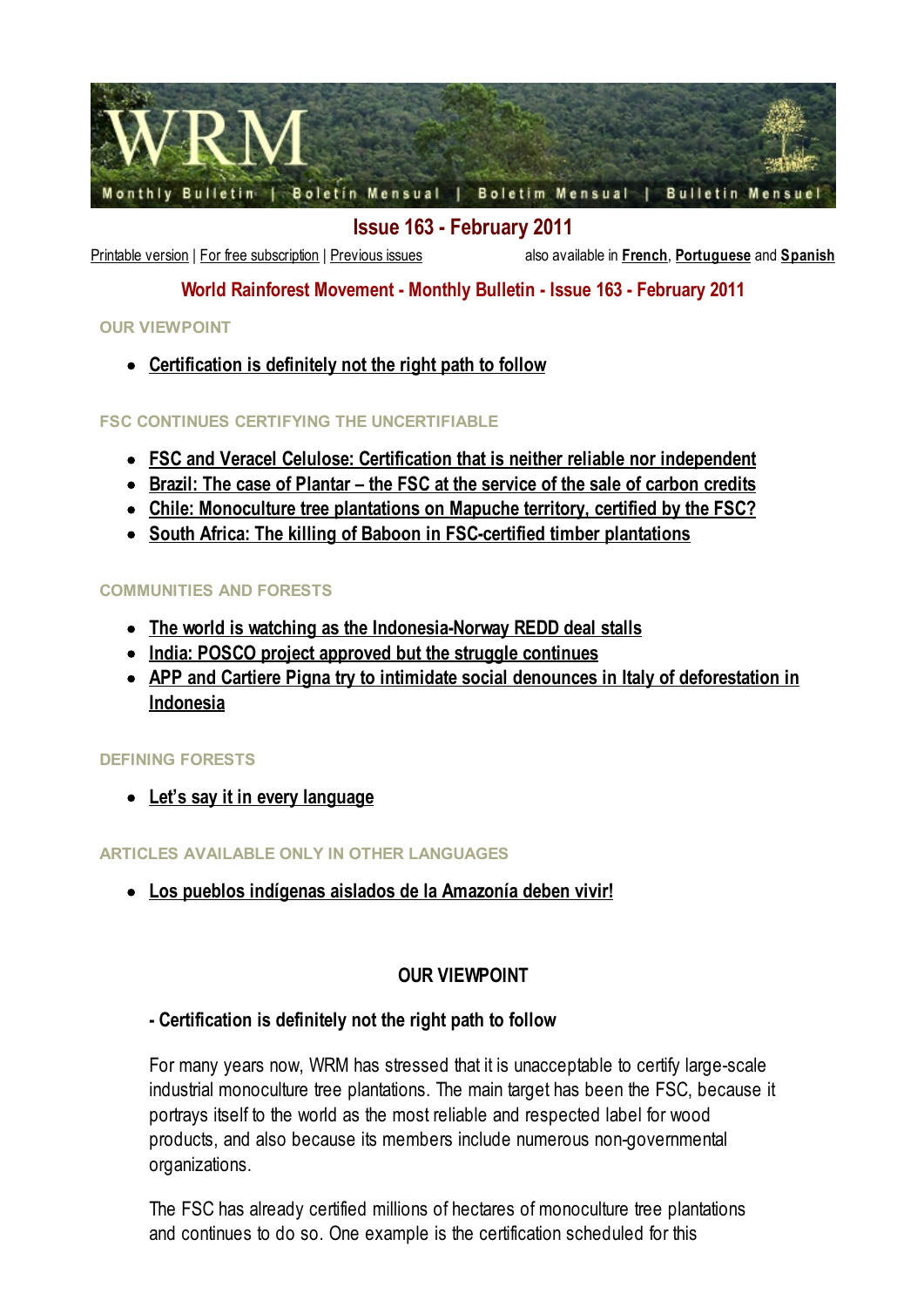# Issue 163 - February 2011

Printable version | For free subscription | Previous issues

also available in **French**, **Portuguese** and **Spanish**

## World Rainforest Movement - Monthly Bulletin - Issue 163 - February 2011

**OUR VIEWPOINT**

- Certification is definitely not the right path to follow

**FSC CONTINUES CERTIFYING THE UNCERTIFIABLE**

- FSC and Veracel Celulose: Certification that is neither reliable nor independent
- Brazil: The case of Plantar – the FSC at the service of the sale of carbon credits
- Chile: Monoculture tree plantations on Mapuche territory, certified by the FSC?
- South Africa: The killing of Baboon in FSC-certified timber plantations

**COMMUNITIES AND FORESTS**

- The world is watching as the Indonesia-Norway REDD deal stalls
- India: POSCO project approved but the struggle continues
- APP and Cartiere Pigna try to intimidate social denounces in Italy of deforestation in Indonesia

**DEFINING FORESTS**

- Let's say it in every language

**ARTICLES AVAILABLE ONLY IN OTHER LANGUAGES**

- Los pueblos indígenas aislados de la Amazonía deben vivir!

## OUR VIEWPOINT

### - Certification is definitely not the right path to follow

For many years now, WRM has stressed that it is unacceptable to certify large-scale industrial monoculture tree plantations. The main target has been the FSC, because it portrays itself to the world as the most reliable and respected label for wood products, and also because its members include numerous non-governmental organizations.

The FSC has already certified millions of hectares of monoculture tree plantations and continues to do so. One example is the certification scheduled for this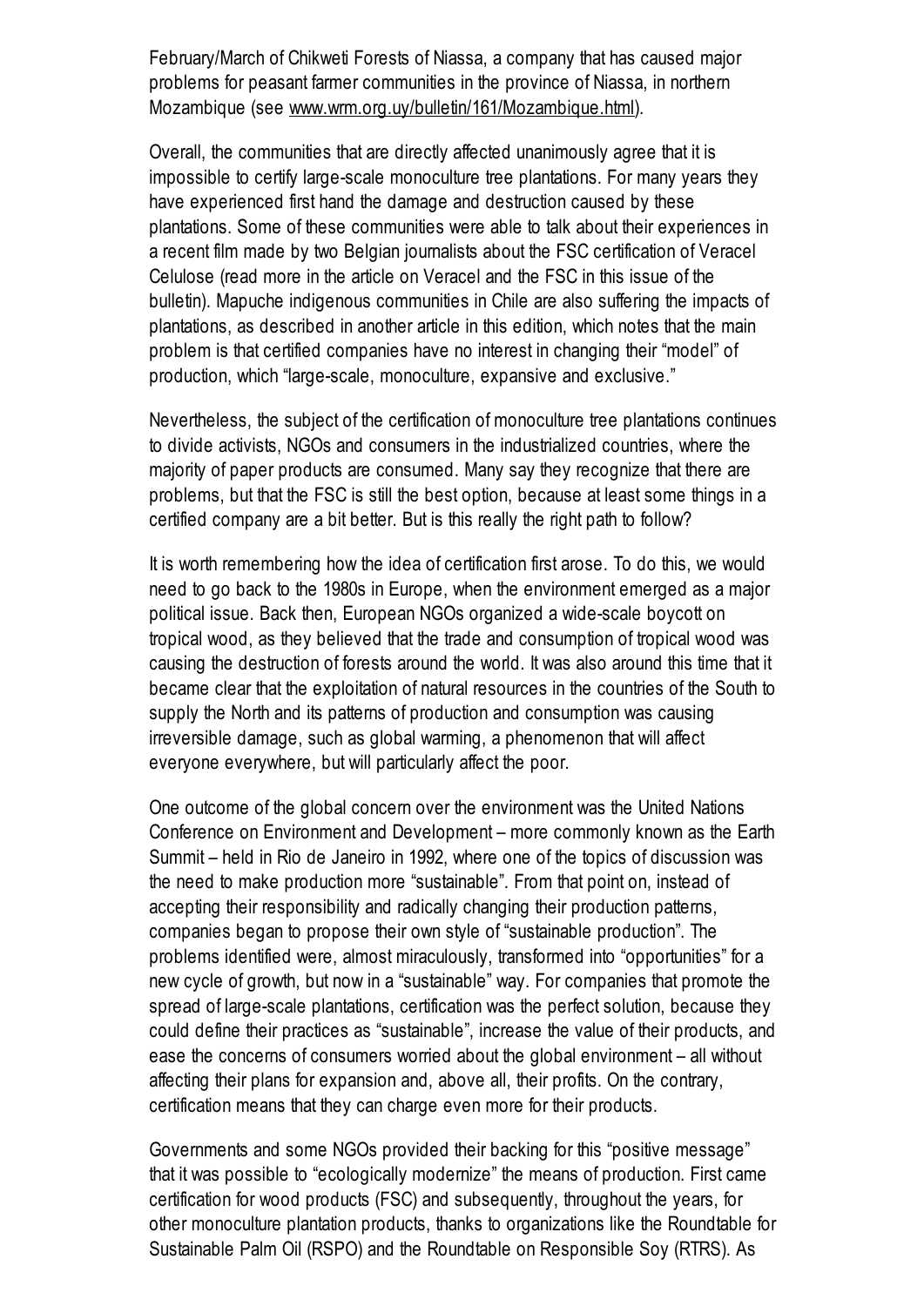February/March of Chikweti Forests of Niassa, a company that has caused major problems for peasant farmer communities in the province of Niassa, in northern Mozambique (see www.wrm.org.uy/bulletin/161/Mozambique.html).

Overall, the communities that are directly affected unanimously agree that it is impossible to certify large-scale monoculture tree plantations. For many years they have experienced first hand the damage and destruction caused by these plantations. Some of these communities were able to talk about their experiences in a recent film made by two Belgian journalists about the FSC certification of Veracel Celulose (read more in the article on Veracel and the FSC in this issue of the bulletin). Mapuche indigenous communities in Chile are also suffering the impacts of plantations, as described in another article in this edition, which notes that the main problem is that certified companies have no interest in changing their "model" of production, which "large-scale, monoculture, expansive and exclusive."

Nevertheless, the subject of the certification of monoculture tree plantations continues to divide activists, NGOs and consumers in the industrialized countries, where the majority of paper products are consumed. Many say they recognize that there are problems, but that the FSC is still the best option, because at least some things in a certified company are a bit better. But is this really the right path to follow?

It is worth remembering how the idea of certification first arose. To do this, we would need to go back to the 1980s in Europe, when the environment emerged as a major political issue. Back then, European NGOs organized a wide-scale boycott on tropical wood, as they believed that the trade and consumption of tropical wood was causing the destruction of forests around the world. It was also around this time that it became clear that the exploitation of natural resources in the countries of the South to supply the North and its patterns of production and consumption was causing irreversible damage, such as global warming, a phenomenon that will affect everyone everywhere, but will particularly affect the poor.

One outcome of the global concern over the environment was the United Nations Conference on Environment and Development – more commonly known as the Earth Summit – held in Rio de Janeiro in 1992, where one of the topics of discussion was the need to make production more "sustainable". From that point on, instead of accepting their responsibility and radically changing their production patterns, companies began to propose their own style of "sustainable production". The problems identified were, almost miraculously, transformed into "opportunities" for a new cycle of growth, but now in a "sustainable" way. For companies that promote the spread of large-scale plantations, certification was the perfect solution, because they could define their practices as "sustainable", increase the value of their products, and ease the concerns of consumers worried about the global environment – all without affecting their plans for expansion and, above all, their profits. On the contrary, certification means that they can charge even more for their products.

Governments and some NGOs provided their backing for this "positive message" that it was possible to "ecologically modernize" the means of production. First came certification for wood products (FSC) and subsequently, throughout the years, for other monoculture plantation products, thanks to organizations like the Roundtable for Sustainable Palm Oil (RSPO) and the Roundtable on Responsible Soy (RTRS). As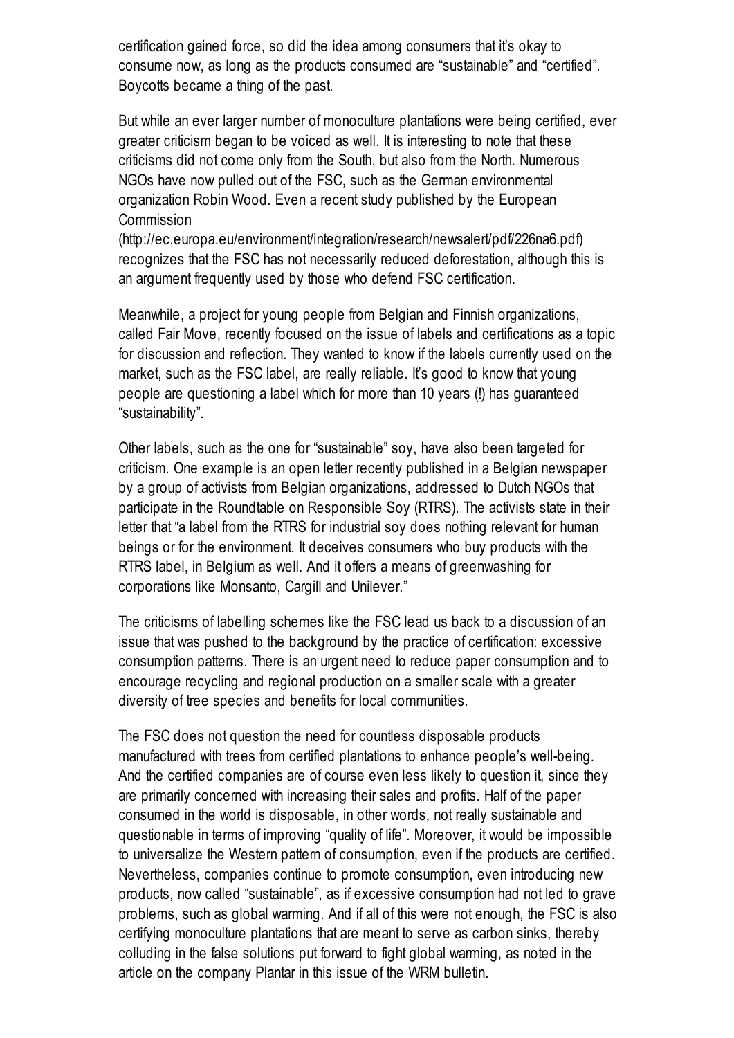certification gained force, so did the idea among consumers that it's okay to consume now, as long as the products consumed are "sustainable" and "certified". Boycotts became a thing of the past.

But while an ever larger number of monoculture plantations were being certified, ever greater criticism began to be voiced as well. It is interesting to note that these criticisms did not come only from the South, but also from the North. Numerous NGOs have now pulled out of the FSC, such as the German environmental organization Robin Wood. Even a recent study published by the European Commission (http://ec.europa.eu/environment/integration/research/newsalert/pdf/226na6.pdf) recognizes that the FSC has not necessarily reduced deforestation, although this is an argument frequently used by those who defend FSC certification.

Meanwhile, a project for young people from Belgian and Finnish organizations, called Fair Move, recently focused on the issue of labels and certifications as a topic for discussion and reflection. They wanted to know if the labels currently used on the market, such as the FSC label, are really reliable. It's good to know that young people are questioning a label which for more than 10 years (!) has guaranteed "sustainability".

Other labels, such as the one for "sustainable" soy, have also been targeted for criticism. One example is an open letter recently published in a Belgian newspaper by a group of activists from Belgian organizations, addressed to Dutch NGOs that participate in the Roundtable on Responsible Soy (RTRS). The activists state in their letter that "a label from the RTRS for industrial soy does nothing relevant for human beings or for the environment. It deceives consumers who buy products with the RTRS label, in Belgium as well. And it offers a means of greenwashing for corporations like Monsanto, Cargill and Unilever."

The criticisms of labelling schemes like the FSC lead us back to a discussion of an issue that was pushed to the background by the practice of certification: excessive consumption patterns. There is an urgent need to reduce paper consumption and to encourage recycling and regional production on a smaller scale with a greater diversity of tree species and benefits for local communities.

The FSC does not question the need for countless disposable products manufactured with trees from certified plantations to enhance people's well-being. And the certified companies are of course even less likely to question it, since they are primarily concerned with increasing their sales and profits. Half of the paper consumed in the world is disposable, in other words, not really sustainable and questionable in terms of improving "quality of life". Moreover, it would be impossible to universalize the Western pattern of consumption, even if the products are certified. Nevertheless, companies continue to promote consumption, even introducing new products, now called "sustainable", as if excessive consumption had not led to grave problems, such as global warming. And if all of this were not enough, the FSC is also certifying monoculture plantations that are meant to serve as carbon sinks, thereby colluding in the false solutions put forward to fight global warming, as noted in the article on the company Plantar in this issue of the WRM bulletin.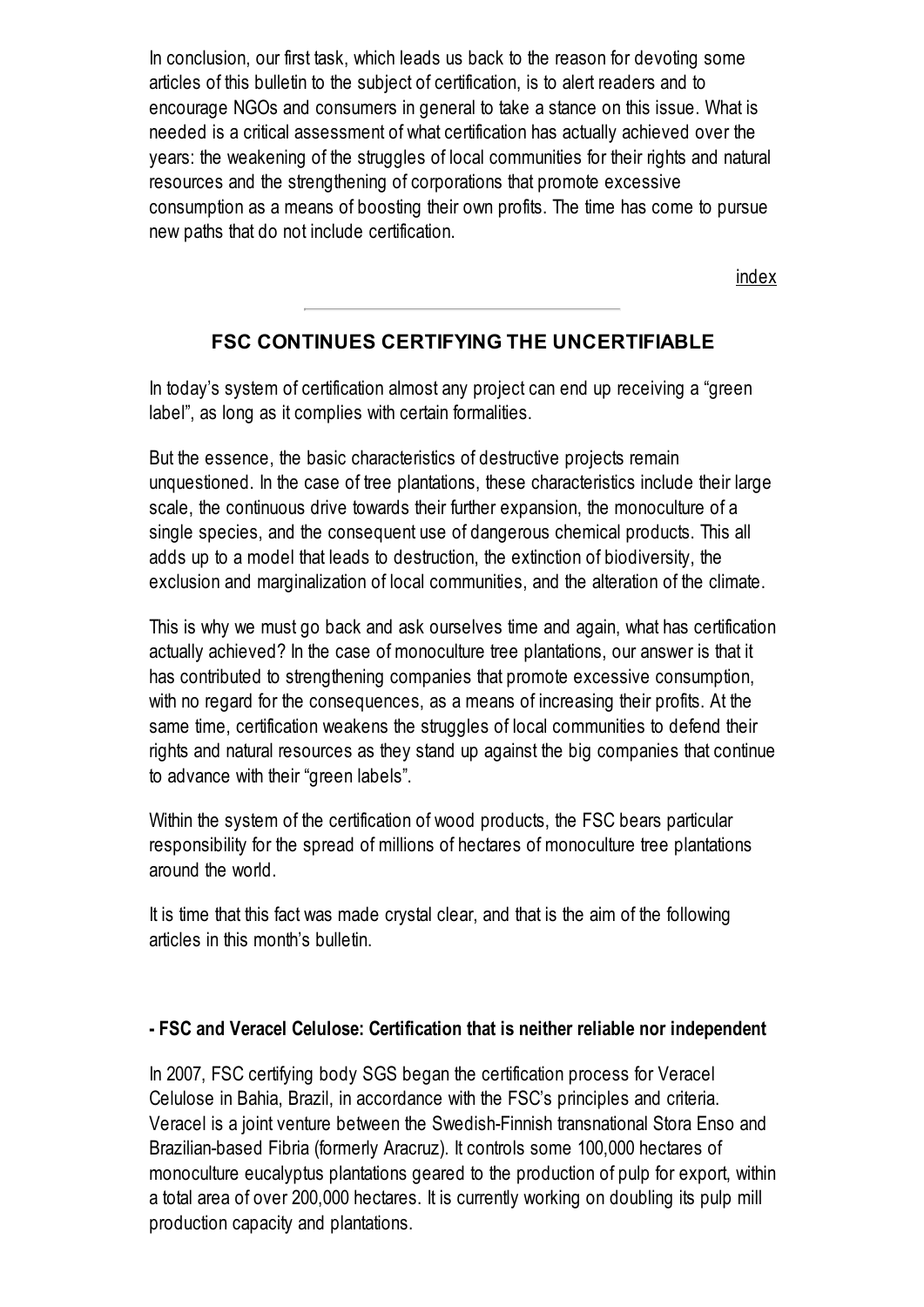In conclusion, our first task, which leads us back to the reason for devoting some articles of this bulletin to the subject of certification, is to alert readers and to encourage NGOs and consumers in general to take a stance on this issue. What is needed is a critical assessment of what certification has actually achieved over the years: the weakening of the struggles of local communities for their rights and natural resources and the strengthening of corporations that promote excessive consumption as a means of boosting their own profits. The time has come to pursue new paths that do not include certification.

index

---

## FSC CONTINUES CERTIFYING THE UNCERTIFIABLE

In today's system of certification almost any project can end up receiving a "green label", as long as it complies with certain formalities.

But the essence, the basic characteristics of destructive projects remain unquestioned. In the case of tree plantations, these characteristics include their large scale, the continuous drive towards their further expansion, the monoculture of a single species, and the consequent use of dangerous chemical products. This all adds up to a model that leads to destruction, the extinction of biodiversity, the exclusion and marginalization of local communities, and the alteration of the climate.

This is why we must go back and ask ourselves time and again, what has certification actually achieved? In the case of monoculture tree plantations, our answer is that it has contributed to strengthening companies that promote excessive consumption, with no regard for the consequences, as a means of increasing their profits. At the same time, certification weakens the struggles of local communities to defend their rights and natural resources as they stand up against the big companies that continue to advance with their "green labels".

Within the system of the certification of wood products, the FSC bears particular responsibility for the spread of millions of hectares of monoculture tree plantations around the world.

It is time that this fact was made crystal clear, and that is the aim of the following articles in this month's bulletin.

### - FSC and Veracel Celulose: Certification that is neither reliable nor independent

In 2007, FSC certifying body SGS began the certification process for Veracel Celulose in Bahia, Brazil, in accordance with the FSC's principles and criteria. Veracel is a joint venture between the Swedish-Finnish transnational Stora Enso and Brazilian-based Fibria (formerly Aracruz). It controls some 100,000 hectares of monoculture eucalyptus plantations geared to the production of pulp for export, within a total area of over 200,000 hectares. It is currently working on doubling its pulp mill production capacity and plantations.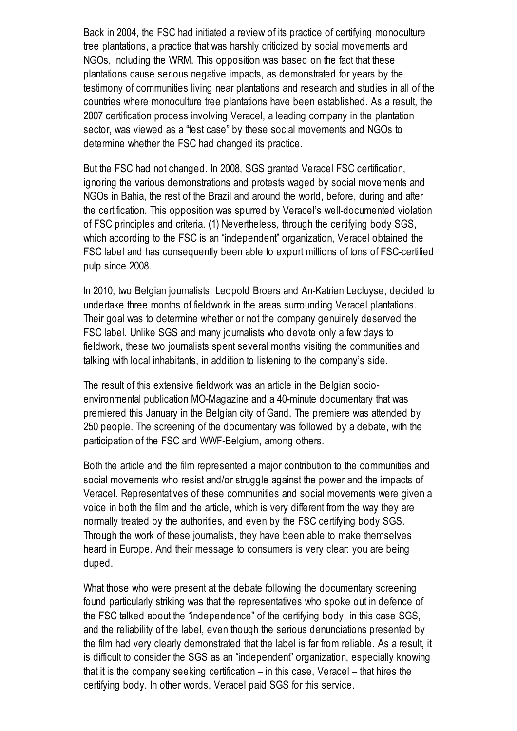Back in 2004, the FSC had initiated a review of its practice of certifying monoculture tree plantations, a practice that was harshly criticized by social movements and NGOs, including the WRM. This opposition was based on the fact that these plantations cause serious negative impacts, as demonstrated for years by the testimony of communities living near plantations and research and studies in all of the countries where monoculture tree plantations have been established. As a result, the 2007 certification process involving Veracel, a leading company in the plantation sector, was viewed as a "test case" by these social movements and NGOs to determine whether the FSC had changed its practice.

But the FSC had not changed. In 2008, SGS granted Veracel FSC certification, ignoring the various demonstrations and protests waged by social movements and NGOs in Bahia, the rest of the Brazil and around the world, before, during and after the certification. This opposition was spurred by Veracel's well-documented violation of FSC principles and criteria. (1) Nevertheless, through the certifying body SGS, which according to the FSC is an "independent" organization, Veracel obtained the FSC label and has consequently been able to export millions of tons of FSC-certified pulp since 2008.

In 2010, two Belgian journalists, Leopold Broers and An-Katrien Lecluyse, decided to undertake three months of fieldwork in the areas surrounding Veracel plantations. Their goal was to determine whether or not the company genuinely deserved the FSC label. Unlike SGS and many journalists who devote only a few days to fieldwork, these two journalists spent several months visiting the communities and talking with local inhabitants, in addition to listening to the company's side.

The result of this extensive fieldwork was an article in the Belgian socio-environmental publication MO-Magazine and a 40-minute documentary that was premiered this January in the Belgian city of Gand. The premiere was attended by 250 people. The screening of the documentary was followed by a debate, with the participation of the FSC and WWF-Belgium, among others.

Both the article and the film represented a major contribution to the communities and social movements who resist and/or struggle against the power and the impacts of Veracel. Representatives of these communities and social movements were given a voice in both the film and the article, which is very different from the way they are normally treated by the authorities, and even by the FSC certifying body SGS. Through the work of these journalists, they have been able to make themselves heard in Europe. And their message to consumers is very clear: you are being duped.

What those who were present at the debate following the documentary screening found particularly striking was that the representatives who spoke out in defence of the FSC talked about the "independence" of the certifying body, in this case SGS, and the reliability of the label, even though the serious denunciations presented by the film had very clearly demonstrated that the label is far from reliable. As a result, it is difficult to consider the SGS as an "independent" organization, especially knowing that it is the company seeking certification – in this case, Veracel – that hires the certifying body. In other words, Veracel paid SGS for this service.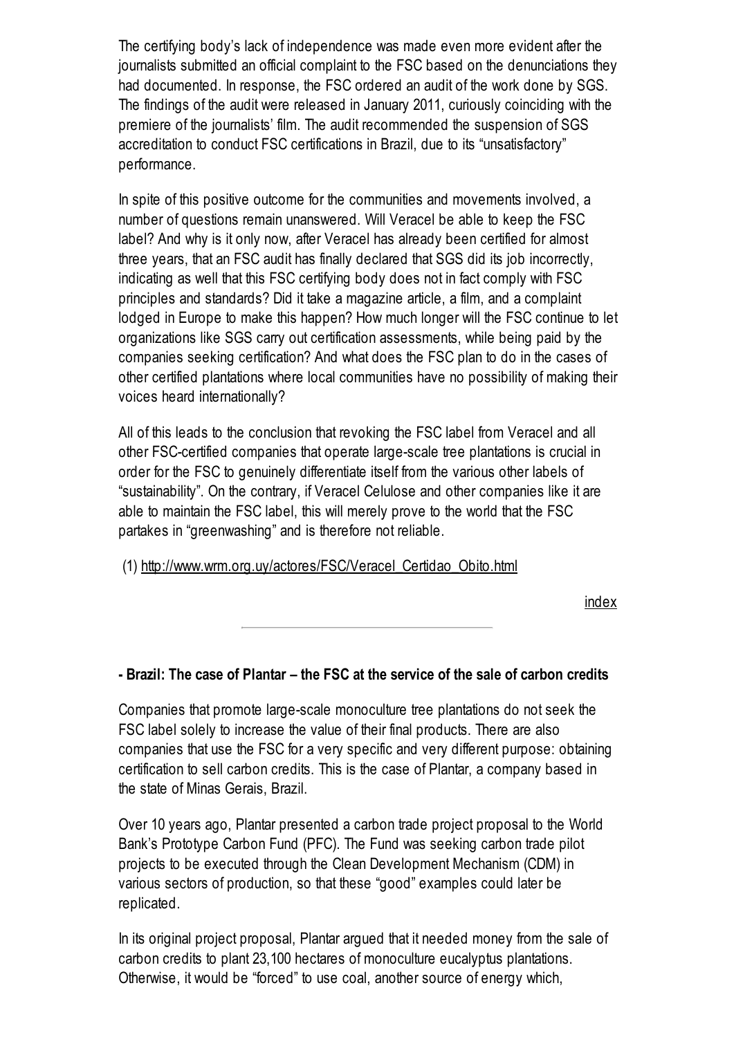The certifying body's lack of independence was made even more evident after the journalists submitted an official complaint to the FSC based on the denunciations they had documented. In response, the FSC ordered an audit of the work done by SGS. The findings of the audit were released in January 2011, curiously coinciding with the premiere of the journalists' film. The audit recommended the suspension of SGS accreditation to conduct FSC certifications in Brazil, due to its "unsatisfactory" performance.

In spite of this positive outcome for the communities and movements involved, a number of questions remain unanswered. Will Veracel be able to keep the FSC label? And why is it only now, after Veracel has already been certified for almost three years, that an FSC audit has finally declared that SGS did its job incorrectly, indicating as well that this FSC certifying body does not in fact comply with FSC principles and standards? Did it take a magazine article, a film, and a complaint lodged in Europe to make this happen? How much longer will the FSC continue to let organizations like SGS carry out certification assessments, while being paid by the companies seeking certification? And what does the FSC plan to do in the cases of other certified plantations where local communities have no possibility of making their voices heard internationally?

All of this leads to the conclusion that revoking the FSC label from Veracel and all other FSC-certified companies that operate large-scale tree plantations is crucial in order for the FSC to genuinely differentiate itself from the various other labels of "sustainability". On the contrary, if Veracel Celulose and other companies like it are able to maintain the FSC label, this will merely prove to the world that the FSC partakes in "greenwashing" and is therefore not reliable.

(1) http://www.wrm.org.uy/actores/FSC/Veracel_Certidao_Obito.html

index

---

**- Brazil: The case of Plantar – the FSC at the service of the sale of carbon credits**

Companies that promote large-scale monoculture tree plantations do not seek the FSC label solely to increase the value of their final products. There are also companies that use the FSC for a very specific and very different purpose: obtaining certification to sell carbon credits. This is the case of Plantar, a company based in the state of Minas Gerais, Brazil.

Over 10 years ago, Plantar presented a carbon trade project proposal to the World Bank's Prototype Carbon Fund (PFC). The Fund was seeking carbon trade pilot projects to be executed through the Clean Development Mechanism (CDM) in various sectors of production, so that these "good" examples could later be replicated.

In its original project proposal, Plantar argued that it needed money from the sale of carbon credits to plant 23,100 hectares of monoculture eucalyptus plantations. Otherwise, it would be "forced" to use coal, another source of energy which,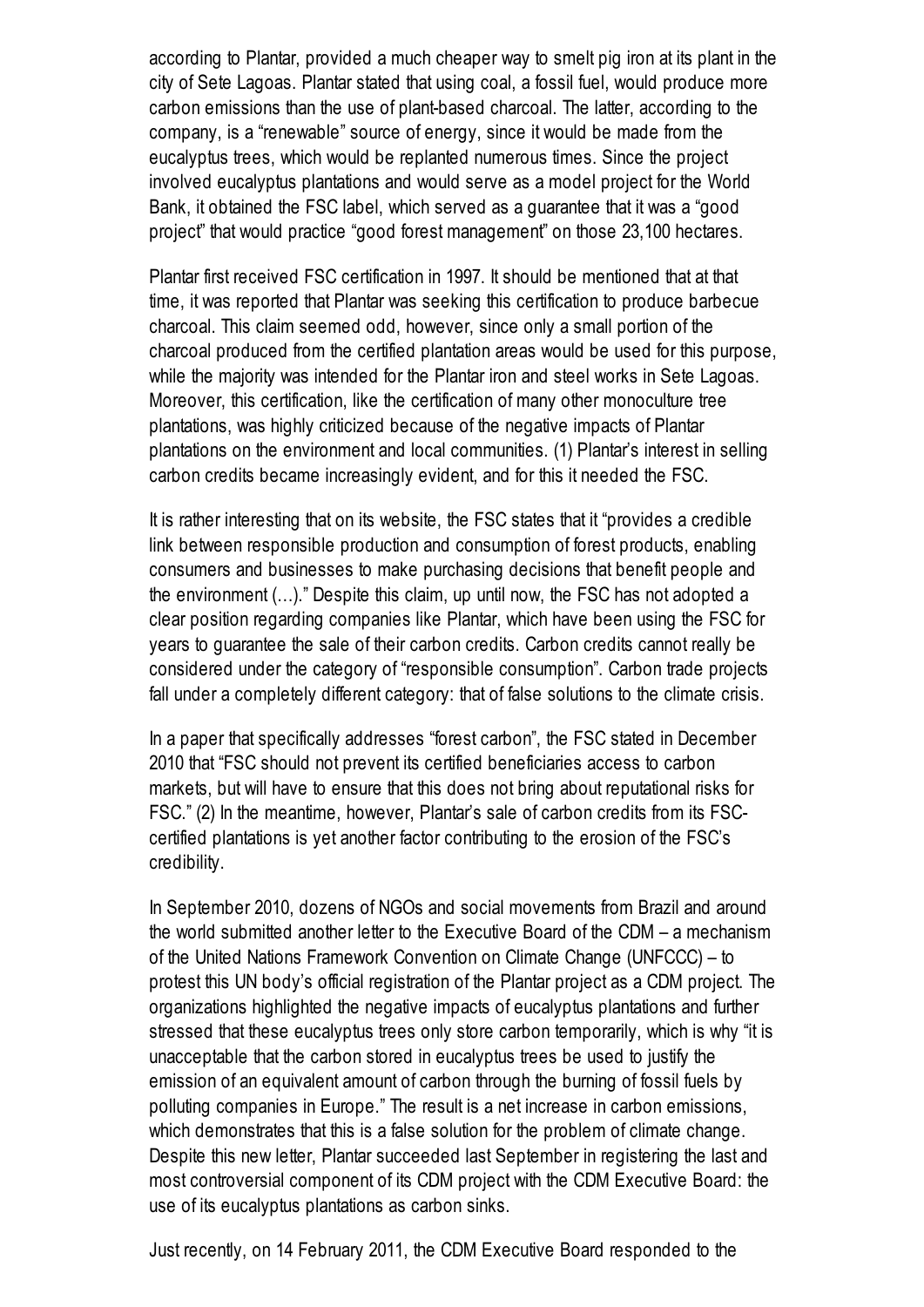according to Plantar, provided a much cheaper way to smelt pig iron at its plant in the city of Sete Lagoas. Plantar stated that using coal, a fossil fuel, would produce more carbon emissions than the use of plant-based charcoal. The latter, according to the company, is a "renewable" source of energy, since it would be made from the eucalyptus trees, which would be replanted numerous times. Since the project involved eucalyptus plantations and would serve as a model project for the World Bank, it obtained the FSC label, which served as a guarantee that it was a "good project" that would practice "good forest management" on those 23,100 hectares.

Plantar first received FSC certification in 1997. It should be mentioned that at that time, it was reported that Plantar was seeking this certification to produce barbecue charcoal. This claim seemed odd, however, since only a small portion of the charcoal produced from the certified plantation areas would be used for this purpose, while the majority was intended for the Plantar iron and steel works in Sete Lagoas. Moreover, this certification, like the certification of many other monoculture tree plantations, was highly criticized because of the negative impacts of Plantar plantations on the environment and local communities. (1) Plantar's interest in selling carbon credits became increasingly evident, and for this it needed the FSC.

It is rather interesting that on its website, the FSC states that it "provides a credible link between responsible production and consumption of forest products, enabling consumers and businesses to make purchasing decisions that benefit people and the environment (…)." Despite this claim, up until now, the FSC has not adopted a clear position regarding companies like Plantar, which have been using the FSC for years to guarantee the sale of their carbon credits. Carbon credits cannot really be considered under the category of "responsible consumption". Carbon trade projects fall under a completely different category: that of false solutions to the climate crisis.

In a paper that specifically addresses "forest carbon", the FSC stated in December 2010 that "FSC should not prevent its certified beneficiaries access to carbon markets, but will have to ensure that this does not bring about reputational risks for FSC." (2) In the meantime, however, Plantar's sale of carbon credits from its FSC-certified plantations is yet another factor contributing to the erosion of the FSC's credibility.

In September 2010, dozens of NGOs and social movements from Brazil and around the world submitted another letter to the Executive Board of the CDM – a mechanism of the United Nations Framework Convention on Climate Change (UNFCCC) – to protest this UN body's official registration of the Plantar project as a CDM project. The organizations highlighted the negative impacts of eucalyptus plantations and further stressed that these eucalyptus trees only store carbon temporarily, which is why "it is unacceptable that the carbon stored in eucalyptus trees be used to justify the emission of an equivalent amount of carbon through the burning of fossil fuels by polluting companies in Europe." The result is a net increase in carbon emissions, which demonstrates that this is a false solution for the problem of climate change. Despite this new letter, Plantar succeeded last September in registering the last and most controversial component of its CDM project with the CDM Executive Board: the use of its eucalyptus plantations as carbon sinks.

Just recently, on 14 February 2011, the CDM Executive Board responded to the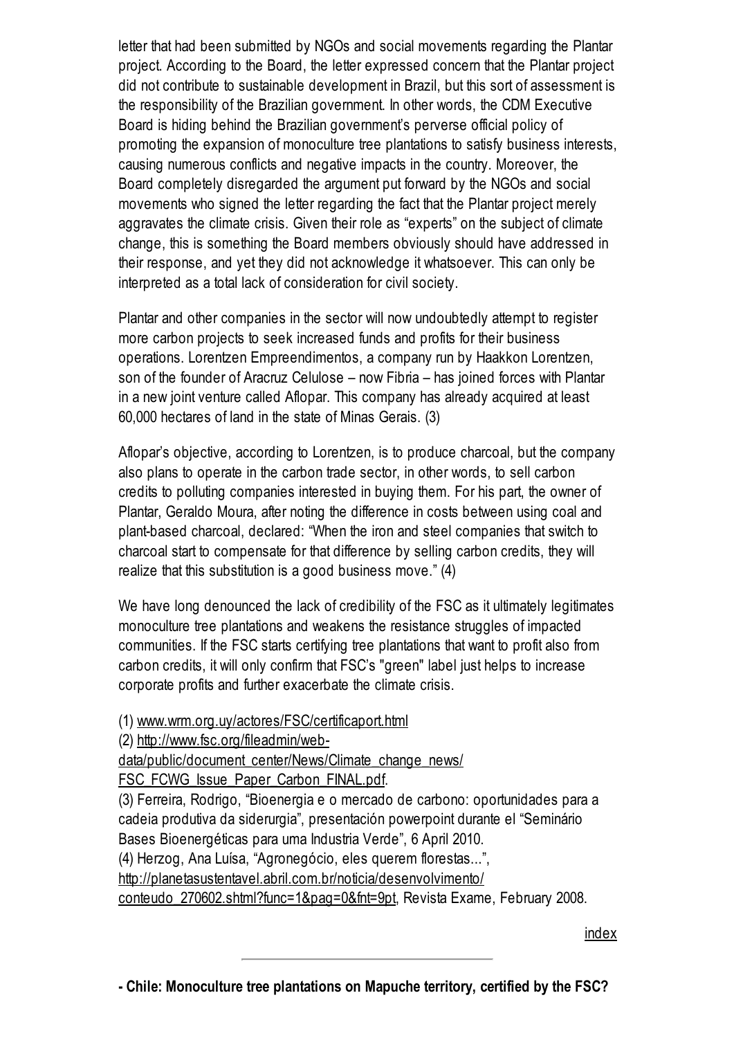letter that had been submitted by NGOs and social movements regarding the Plantar project. According to the Board, the letter expressed concern that the Plantar project did not contribute to sustainable development in Brazil, but this sort of assessment is the responsibility of the Brazilian government. In other words, the CDM Executive Board is hiding behind the Brazilian government's perverse official policy of promoting the expansion of monoculture tree plantations to satisfy business interests, causing numerous conflicts and negative impacts in the country. Moreover, the Board completely disregarded the argument put forward by the NGOs and social movements who signed the letter regarding the fact that the Plantar project merely aggravates the climate crisis. Given their role as "experts" on the subject of climate change, this is something the Board members obviously should have addressed in their response, and yet they did not acknowledge it whatsoever. This can only be interpreted as a total lack of consideration for civil society.

Plantar and other companies in the sector will now undoubtedly attempt to register more carbon projects to seek increased funds and profits for their business operations. Lorentzen Empreendimentos, a company run by Haakkon Lorentzen, son of the founder of Aracruz Celulose – now Fibria – has joined forces with Plantar in a new joint venture called Aflopar. This company has already acquired at least 60,000 hectares of land in the state of Minas Gerais. (3)

Aflopar's objective, according to Lorentzen, is to produce charcoal, but the company also plans to operate in the carbon trade sector, in other words, to sell carbon credits to polluting companies interested in buying them. For his part, the owner of Plantar, Geraldo Moura, after noting the difference in costs between using coal and plant-based charcoal, declared: "When the iron and steel companies that switch to charcoal start to compensate for that difference by selling carbon credits, they will realize that this substitution is a good business move." (4)

We have long denounced the lack of credibility of the FSC as it ultimately legitimates monoculture tree plantations and weakens the resistance struggles of impacted communities. If the FSC starts certifying tree plantations that want to profit also from carbon credits, it will only confirm that FSC's "green" label just helps to increase corporate profits and further exacerbate the climate crisis.

(1) www.wrm.org.uy/actores/FSC/certificaport.html
(2) http://www.fsc.org/fileadmin/web-data/public/document_center/News/Climate_change_news/FSC_FCWG_Issue_Paper_Carbon_FINAL.pdf.
(3) Ferreira, Rodrigo, "Bioenergia e o mercado de carbono: oportunidades para a cadeia produtiva da siderurgia", presentación powerpoint durante el "Seminário Bases Bioenergéticas para uma Industria Verde", 6 April 2010.
(4) Herzog, Ana Luísa, "Agronegócio, eles querem florestas...", http://planetasustentavel.abril.com.br/noticia/desenvolvimento/conteudo_270602.shtml?func=1&pag=0&fnt=9pt, Revista Exame, February 2008.

index

---

**- Chile: Monoculture tree plantations on Mapuche territory, certified by the FSC?**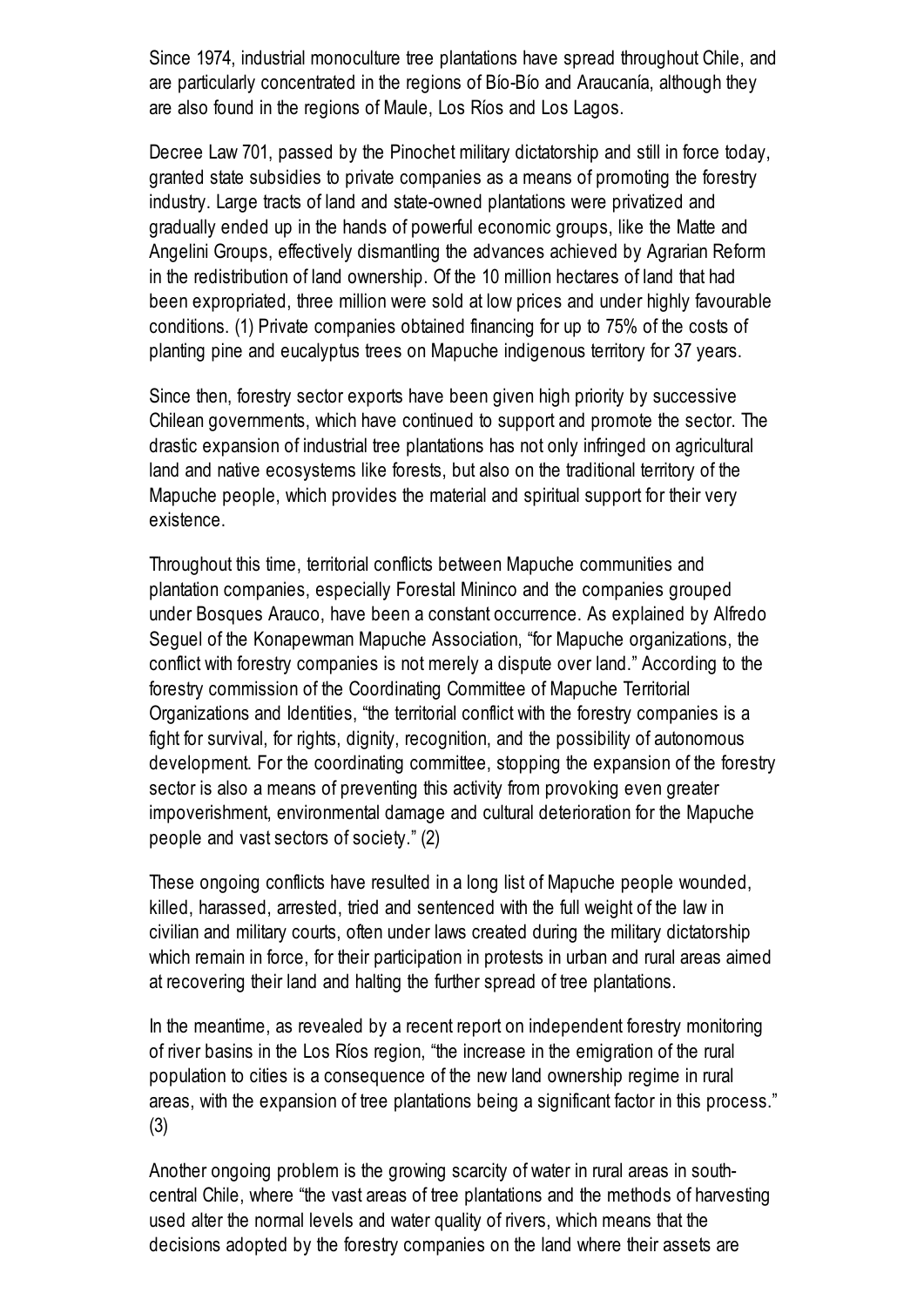Since 1974, industrial monoculture tree plantations have spread throughout Chile, and are particularly concentrated in the regions of Bío-Bío and Araucanía, although they are also found in the regions of Maule, Los Ríos and Los Lagos.

Decree Law 701, passed by the Pinochet military dictatorship and still in force today, granted state subsidies to private companies as a means of promoting the forestry industry. Large tracts of land and state-owned plantations were privatized and gradually ended up in the hands of powerful economic groups, like the Matte and Angelini Groups, effectively dismantling the advances achieved by Agrarian Reform in the redistribution of land ownership. Of the 10 million hectares of land that had been expropriated, three million were sold at low prices and under highly favourable conditions. (1) Private companies obtained financing for up to 75% of the costs of planting pine and eucalyptus trees on Mapuche indigenous territory for 37 years.

Since then, forestry sector exports have been given high priority by successive Chilean governments, which have continued to support and promote the sector. The drastic expansion of industrial tree plantations has not only infringed on agricultural land and native ecosystems like forests, but also on the traditional territory of the Mapuche people, which provides the material and spiritual support for their very existence.

Throughout this time, territorial conflicts between Mapuche communities and plantation companies, especially Forestal Mininco and the companies grouped under Bosques Arauco, have been a constant occurrence. As explained by Alfredo Seguel of the Konapewman Mapuche Association, "for Mapuche organizations, the conflict with forestry companies is not merely a dispute over land." According to the forestry commission of the Coordinating Committee of Mapuche Territorial Organizations and Identities, "the territorial conflict with the forestry companies is a fight for survival, for rights, dignity, recognition, and the possibility of autonomous development. For the coordinating committee, stopping the expansion of the forestry sector is also a means of preventing this activity from provoking even greater impoverishment, environmental damage and cultural deterioration for the Mapuche people and vast sectors of society." (2)

These ongoing conflicts have resulted in a long list of Mapuche people wounded, killed, harassed, arrested, tried and sentenced with the full weight of the law in civilian and military courts, often under laws created during the military dictatorship which remain in force, for their participation in protests in urban and rural areas aimed at recovering their land and halting the further spread of tree plantations.

In the meantime, as revealed by a recent report on independent forestry monitoring of river basins in the Los Ríos region, "the increase in the emigration of the rural population to cities is a consequence of the new land ownership regime in rural areas, with the expansion of tree plantations being a significant factor in this process." (3)

Another ongoing problem is the growing scarcity of water in rural areas in south-central Chile, where "the vast areas of tree plantations and the methods of harvesting used alter the normal levels and water quality of rivers, which means that the decisions adopted by the forestry companies on the land where their assets are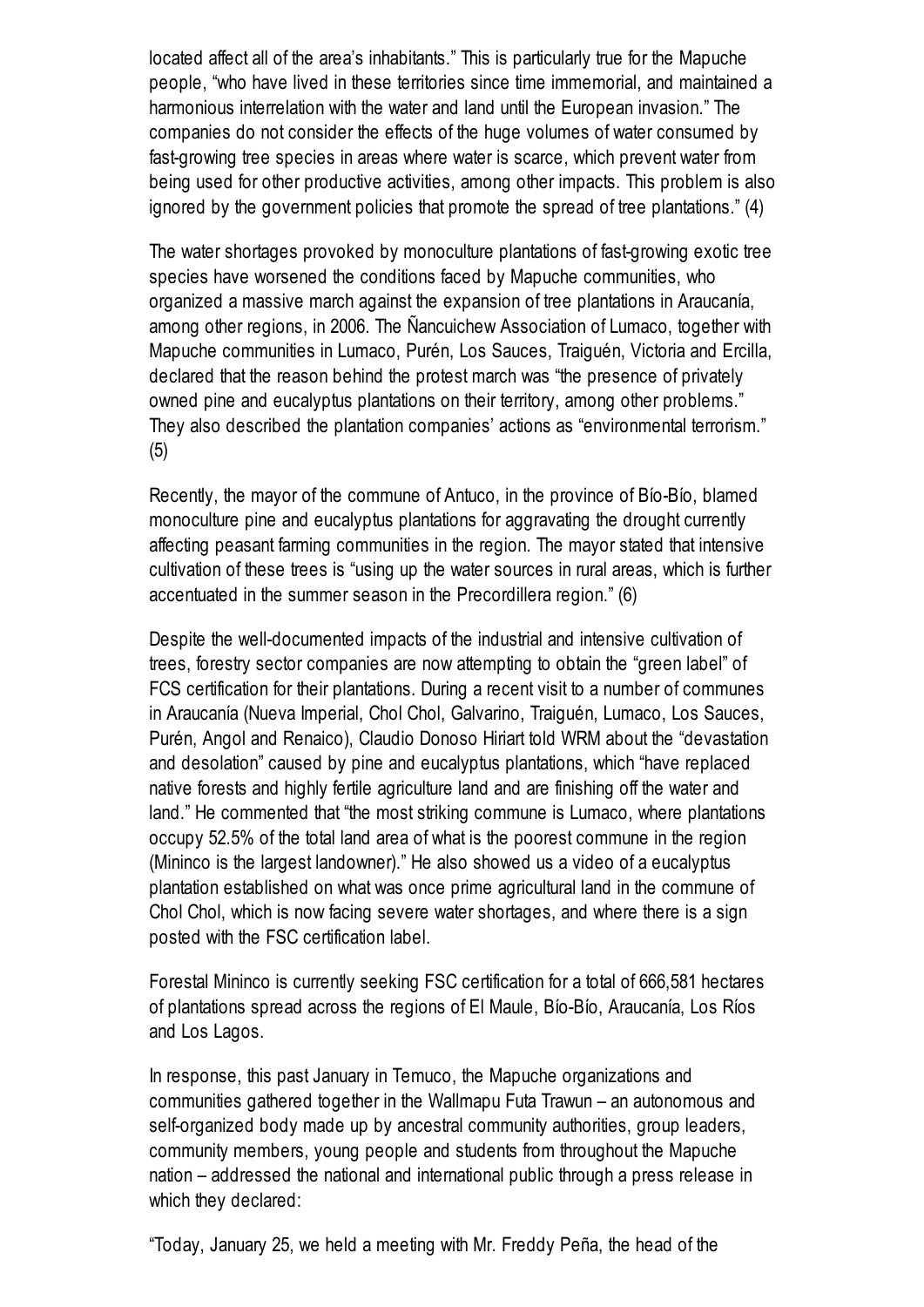located affect all of the area's inhabitants." This is particularly true for the Mapuche people, "who have lived in these territories since time immemorial, and maintained a harmonious interrelation with the water and land until the European invasion." The companies do not consider the effects of the huge volumes of water consumed by fast-growing tree species in areas where water is scarce, which prevent water from being used for other productive activities, among other impacts. This problem is also ignored by the government policies that promote the spread of tree plantations." (4)

The water shortages provoked by monoculture plantations of fast-growing exotic tree species have worsened the conditions faced by Mapuche communities, who organized a massive march against the expansion of tree plantations in Araucanía, among other regions, in 2006. The Ñancuichew Association of Lumaco, together with Mapuche communities in Lumaco, Purén, Los Sauces, Traiguén, Victoria and Ercilla, declared that the reason behind the protest march was "the presence of privately owned pine and eucalyptus plantations on their territory, among other problems." They also described the plantation companies' actions as "environmental terrorism." (5)

Recently, the mayor of the commune of Antuco, in the province of Bío-Bío, blamed monoculture pine and eucalyptus plantations for aggravating the drought currently affecting peasant farming communities in the region. The mayor stated that intensive cultivation of these trees is "using up the water sources in rural areas, which is further accentuated in the summer season in the Precordillera region." (6)

Despite the well-documented impacts of the industrial and intensive cultivation of trees, forestry sector companies are now attempting to obtain the "green label" of FCS certification for their plantations. During a recent visit to a number of communes in Araucanía (Nueva Imperial, Chol Chol, Galvarino, Traiguén, Lumaco, Los Sauces, Purén, Angol and Renaico), Claudio Donoso Hiriart told WRM about the "devastation and desolation" caused by pine and eucalyptus plantations, which "have replaced native forests and highly fertile agriculture land and are finishing off the water and land." He commented that "the most striking commune is Lumaco, where plantations occupy 52.5% of the total land area of what is the poorest commune in the region (Mininco is the largest landowner)." He also showed us a video of a eucalyptus plantation established on what was once prime agricultural land in the commune of Chol Chol, which is now facing severe water shortages, and where there is a sign posted with the FSC certification label.

Forestal Mininco is currently seeking FSC certification for a total of 666,581 hectares of plantations spread across the regions of El Maule, Bío-Bío, Araucanía, Los Ríos and Los Lagos.

In response, this past January in Temuco, the Mapuche organizations and communities gathered together in the Wallmapu Futa Trawun – an autonomous and self-organized body made up by ancestral community authorities, group leaders, community members, young people and students from throughout the Mapuche nation – addressed the national and international public through a press release in which they declared:

"Today, January 25, we held a meeting with Mr. Freddy Peña, the head of the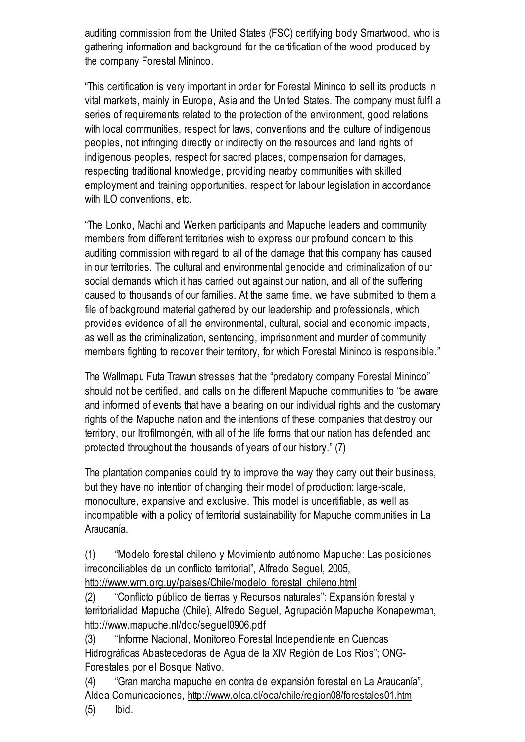auditing commission from the United States (FSC) certifying body Smartwood, who is gathering information and background for the certification of the wood produced by the company Forestal Mininco.

"This certification is very important in order for Forestal Mininco to sell its products in vital markets, mainly in Europe, Asia and the United States. The company must fulfil a series of requirements related to the protection of the environment, good relations with local communities, respect for laws, conventions and the culture of indigenous peoples, not infringing directly or indirectly on the resources and land rights of indigenous peoples, respect for sacred places, compensation for damages, respecting traditional knowledge, providing nearby communities with skilled employment and training opportunities, respect for labour legislation in accordance with ILO conventions, etc.

"The Lonko, Machi and Werken participants and Mapuche leaders and community members from different territories wish to express our profound concern to this auditing commission with regard to all of the damage that this company has caused in our territories. The cultural and environmental genocide and criminalization of our social demands which it has carried out against our nation, and all of the suffering caused to thousands of our families. At the same time, we have submitted to them a file of background material gathered by our leadership and professionals, which provides evidence of all the environmental, cultural, social and economic impacts, as well as the criminalization, sentencing, imprisonment and murder of community members fighting to recover their territory, for which Forestal Mininco is responsible."

The Wallmapu Futa Trawun stresses that the "predatory company Forestal Mininco" should not be certified, and calls on the different Mapuche communities to "be aware and informed of events that have a bearing on our individual rights and the customary rights of the Mapuche nation and the intentions of these companies that destroy our territory, our Itrofilmongén, with all of the life forms that our nation has defended and protected throughout the thousands of years of our history." (7)

The plantation companies could try to improve the way they carry out their business, but they have no intention of changing their model of production: large-scale, monoculture, expansive and exclusive. This model is uncertifiable, as well as incompatible with a policy of territorial sustainability for Mapuche communities in La Araucanía.

(1) "Modelo forestal chileno y Movimiento autónomo Mapuche: Las posiciones irreconciliables de un conflicto territorial", Alfredo Seguel, 2005, http://www.wrm.org.uy/paises/Chile/modelo_forestal_chileno.html

(2) "Conflicto público de tierras y Recursos naturales": Expansión forestal y territorialidad Mapuche (Chile), Alfredo Seguel, Agrupación Mapuche Konapewman, http://www.mapuche.nl/doc/seguel0906.pdf

(3) "Informe Nacional, Monitoreo Forestal Independiente en Cuencas Hidrográficas Abastecedoras de Agua de la XIV Región de Los Ríos"; ONG-Forestales por el Bosque Nativo.

(4) "Gran marcha mapuche en contra de expansión forestal en La Araucanía", Aldea Comunicaciones, http://www.olca.cl/oca/chile/region08/forestales01.htm

(5) Ibid.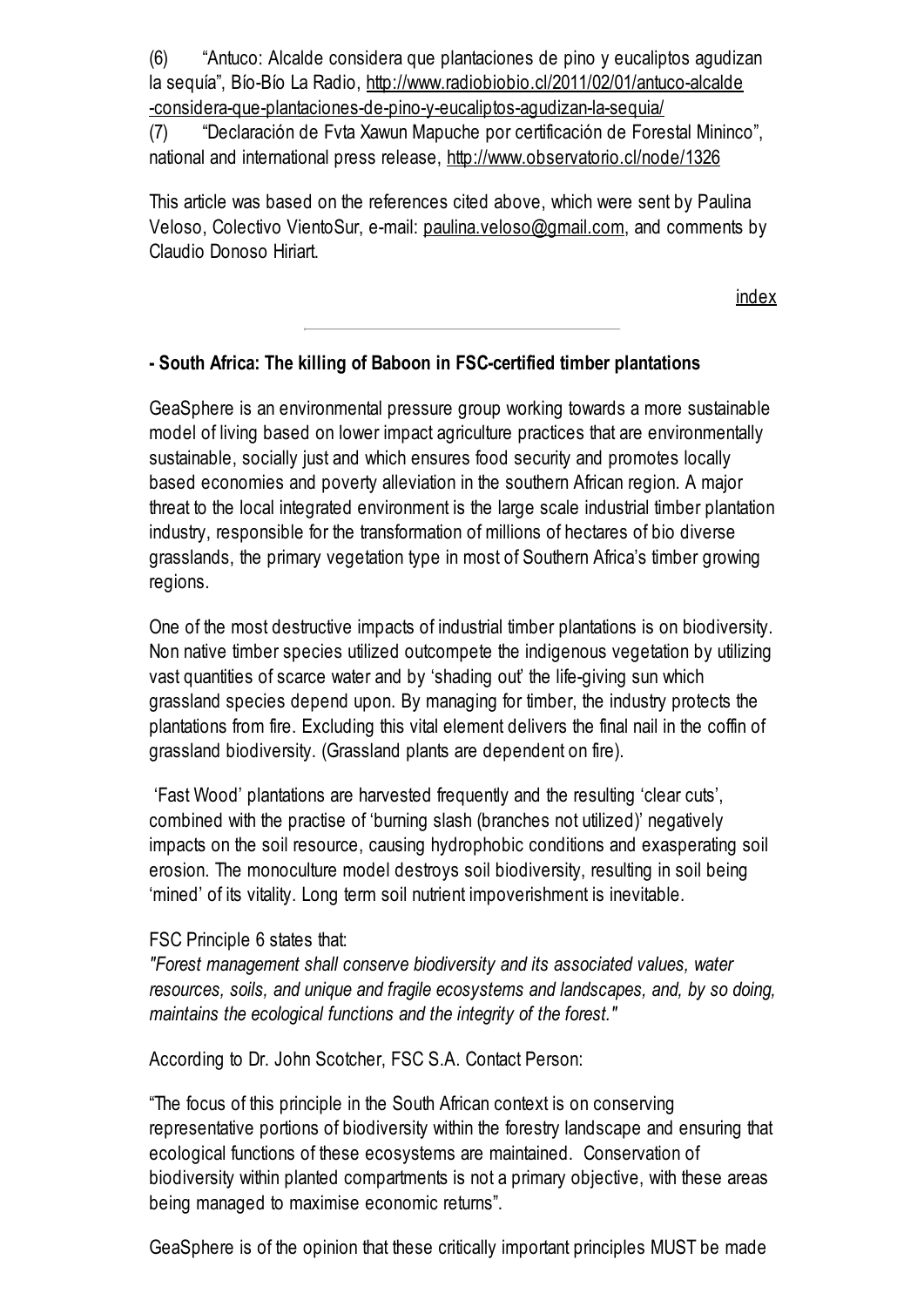(6) "Antuco: Alcalde considera que plantaciones de pino y eucaliptos agudizan la sequía", Bío-Bío La Radio, http://www.radiobiobio.cl/2011/02/01/antuco-alcalde-considera-que-plantaciones-de-pino-y-eucaliptos-agudizan-la-sequia/

(7) "Declaración de Fvta Xawun Mapuche por certificación de Forestal Mininco", national and international press release, http://www.observatorio.cl/node/1326

This article was based on the references cited above, which were sent by Paulina Veloso, Colectivo VientoSur, e-mail: paulina.veloso@gmail.com, and comments by Claudio Donoso Hiriart.

index

---

### - South Africa: The killing of Baboon in FSC-certified timber plantations

GeaSphere is an environmental pressure group working towards a more sustainable model of living based on lower impact agriculture practices that are environmentally sustainable, socially just and which ensures food security and promotes locally based economies and poverty alleviation in the southern African region. A major threat to the local integrated environment is the large scale industrial timber plantation industry, responsible for the transformation of millions of hectares of bio diverse grasslands, the primary vegetation type in most of Southern Africa's timber growing regions.

One of the most destructive impacts of industrial timber plantations is on biodiversity. Non native timber species utilized outcompete the indigenous vegetation by utilizing vast quantities of scarce water and by 'shading out' the life-giving sun which grassland species depend upon. By managing for timber, the industry protects the plantations from fire. Excluding this vital element delivers the final nail in the coffin of grassland biodiversity. (Grassland plants are dependent on fire).

'Fast Wood' plantations are harvested frequently and the resulting 'clear cuts', combined with the practise of 'burning slash (branches not utilized)' negatively impacts on the soil resource, causing hydrophobic conditions and exasperating soil erosion. The monoculture model destroys soil biodiversity, resulting in soil being 'mined' of its vitality. Long term soil nutrient impoverishment is inevitable.

FSC Principle 6 states that:

*"Forest management shall conserve biodiversity and its associated values, water resources, soils, and unique and fragile ecosystems and landscapes, and, by so doing, maintains the ecological functions and the integrity of the forest."*

According to Dr. John Scotcher, FSC S.A. Contact Person:

"The focus of this principle in the South African context is on conserving representative portions of biodiversity within the forestry landscape and ensuring that ecological functions of these ecosystems are maintained. Conservation of biodiversity within planted compartments is not a primary objective, with these areas being managed to maximise economic returns".

GeaSphere is of the opinion that these critically important principles MUST be made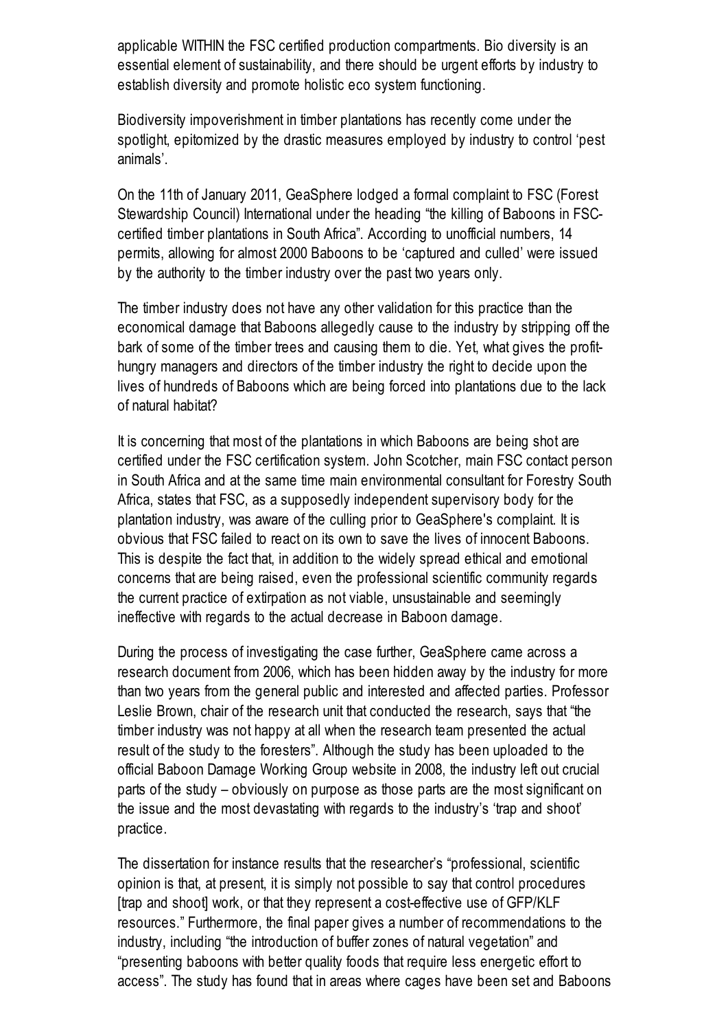applicable WITHIN the FSC certified production compartments. Bio diversity is an essential element of sustainability, and there should be urgent efforts by industry to establish diversity and promote holistic eco system functioning.

Biodiversity impoverishment in timber plantations has recently come under the spotlight, epitomized by the drastic measures employed by industry to control 'pest animals'.

On the 11th of January 2011, GeaSphere lodged a formal complaint to FSC (Forest Stewardship Council) International under the heading "the killing of Baboons in FSC-certified timber plantations in South Africa". According to unofficial numbers, 14 permits, allowing for almost 2000 Baboons to be 'captured and culled' were issued by the authority to the timber industry over the past two years only.

The timber industry does not have any other validation for this practice than the economical damage that Baboons allegedly cause to the industry by stripping off the bark of some of the timber trees and causing them to die. Yet, what gives the profit-hungry managers and directors of the timber industry the right to decide upon the lives of hundreds of Baboons which are being forced into plantations due to the lack of natural habitat?

It is concerning that most of the plantations in which Baboons are being shot are certified under the FSC certification system. John Scotcher, main FSC contact person in South Africa and at the same time main environmental consultant for Forestry South Africa, states that FSC, as a supposedly independent supervisory body for the plantation industry, was aware of the culling prior to GeaSphere's complaint. It is obvious that FSC failed to react on its own to save the lives of innocent Baboons. This is despite the fact that, in addition to the widely spread ethical and emotional concerns that are being raised, even the professional scientific community regards the current practice of extirpation as not viable, unsustainable and seemingly ineffective with regards to the actual decrease in Baboon damage.

During the process of investigating the case further, GeaSphere came across a research document from 2006, which has been hidden away by the industry for more than two years from the general public and interested and affected parties. Professor Leslie Brown, chair of the research unit that conducted the research, says that "the timber industry was not happy at all when the research team presented the actual result of the study to the foresters". Although the study has been uploaded to the official Baboon Damage Working Group website in 2008, the industry left out crucial parts of the study – obviously on purpose as those parts are the most significant on the issue and the most devastating with regards to the industry's 'trap and shoot' practice.

The dissertation for instance results that the researcher's "professional, scientific opinion is that, at present, it is simply not possible to say that control procedures [trap and shoot] work, or that they represent a cost-effective use of GFP/KLF resources." Furthermore, the final paper gives a number of recommendations to the industry, including "the introduction of buffer zones of natural vegetation" and "presenting baboons with better quality foods that require less energetic effort to access". The study has found that in areas where cages have been set and Baboons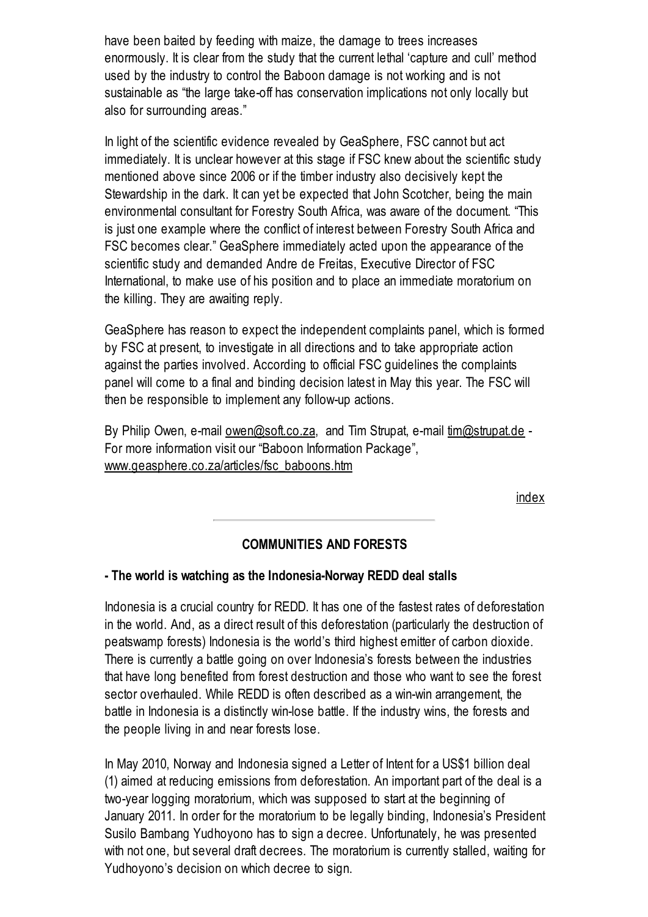have been baited by feeding with maize, the damage to trees increases enormously. It is clear from the study that the current lethal 'capture and cull' method used by the industry to control the Baboon damage is not working and is not sustainable as "the large take-off has conservation implications not only locally but also for surrounding areas."

In light of the scientific evidence revealed by GeaSphere, FSC cannot but act immediately. It is unclear however at this stage if FSC knew about the scientific study mentioned above since 2006 or if the timber industry also decisively kept the Stewardship in the dark. It can yet be expected that John Scotcher, being the main environmental consultant for Forestry South Africa, was aware of the document. "This is just one example where the conflict of interest between Forestry South Africa and FSC becomes clear." GeaSphere immediately acted upon the appearance of the scientific study and demanded Andre de Freitas, Executive Director of FSC International, to make use of his position and to place an immediate moratorium on the killing. They are awaiting reply.

GeaSphere has reason to expect the independent complaints panel, which is formed by FSC at present, to investigate in all directions and to take appropriate action against the parties involved. According to official FSC guidelines the complaints panel will come to a final and binding decision latest in May this year. The FSC will then be responsible to implement any follow-up actions.

By Philip Owen, e-mail owen@soft.co.za, and Tim Strupat, e-mail tim@strupat.de - For more information visit our "Baboon Information Package", www.geasphere.co.za/articles/fsc_baboons.htm

index

---

## COMMUNITIES AND FORESTS

### - The world is watching as the Indonesia-Norway REDD deal stalls

Indonesia is a crucial country for REDD. It has one of the fastest rates of deforestation in the world. And, as a direct result of this deforestation (particularly the destruction of peatswamp forests) Indonesia is the world's third highest emitter of carbon dioxide. There is currently a battle going on over Indonesia's forests between the industries that have long benefited from forest destruction and those who want to see the forest sector overhauled. While REDD is often described as a win-win arrangement, the battle in Indonesia is a distinctly win-lose battle. If the industry wins, the forests and the people living in and near forests lose.

In May 2010, Norway and Indonesia signed a Letter of Intent for a US$1 billion deal (1) aimed at reducing emissions from deforestation. An important part of the deal is a two-year logging moratorium, which was supposed to start at the beginning of January 2011. In order for the moratorium to be legally binding, Indonesia's President Susilo Bambang Yudhoyono has to sign a decree. Unfortunately, he was presented with not one, but several draft decrees. The moratorium is currently stalled, waiting for Yudhoyono's decision on which decree to sign.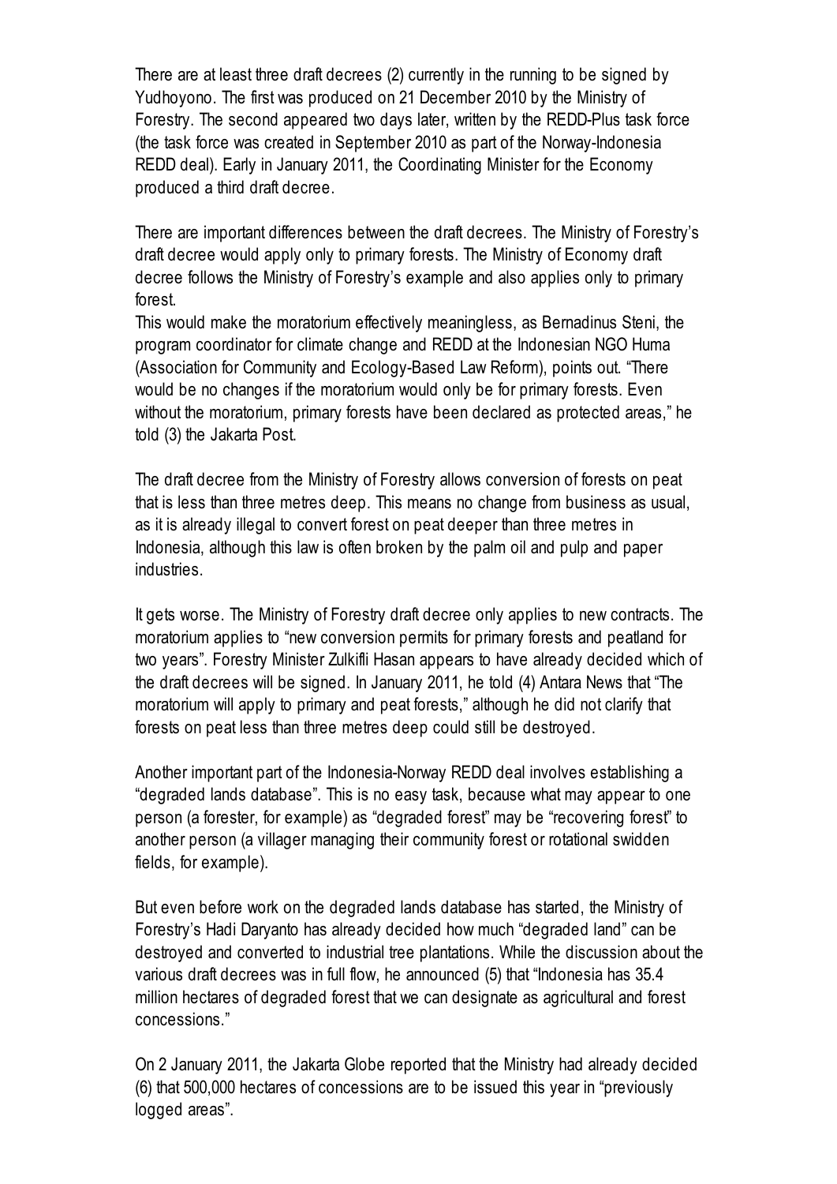There are at least three draft decrees (2) currently in the running to be signed by Yudhoyono. The first was produced on 21 December 2010 by the Ministry of Forestry. The second appeared two days later, written by the REDD-Plus task force (the task force was created in September 2010 as part of the Norway-Indonesia REDD deal). Early in January 2011, the Coordinating Minister for the Economy produced a third draft decree.

There are important differences between the draft decrees. The Ministry of Forestry's draft decree would apply only to primary forests. The Ministry of Economy draft decree follows the Ministry of Forestry's example and also applies only to primary forest.

This would make the moratorium effectively meaningless, as Bernadinus Steni, the program coordinator for climate change and REDD at the Indonesian NGO Huma (Association for Community and Ecology-Based Law Reform), points out. "There would be no changes if the moratorium would only be for primary forests. Even without the moratorium, primary forests have been declared as protected areas," he told (3) the Jakarta Post.

The draft decree from the Ministry of Forestry allows conversion of forests on peat that is less than three metres deep. This means no change from business as usual, as it is already illegal to convert forest on peat deeper than three metres in Indonesia, although this law is often broken by the palm oil and pulp and paper industries.

It gets worse. The Ministry of Forestry draft decree only applies to new contracts. The moratorium applies to "new conversion permits for primary forests and peatland for two years". Forestry Minister Zulkifli Hasan appears to have already decided which of the draft decrees will be signed. In January 2011, he told (4) Antara News that "The moratorium will apply to primary and peat forests," although he did not clarify that forests on peat less than three metres deep could still be destroyed.

Another important part of the Indonesia-Norway REDD deal involves establishing a "degraded lands database". This is no easy task, because what may appear to one person (a forester, for example) as "degraded forest" may be "recovering forest" to another person (a villager managing their community forest or rotational swidden fields, for example).

But even before work on the degraded lands database has started, the Ministry of Forestry's Hadi Daryanto has already decided how much "degraded land" can be destroyed and converted to industrial tree plantations. While the discussion about the various draft decrees was in full flow, he announced (5) that "Indonesia has 35.4 million hectares of degraded forest that we can designate as agricultural and forest concessions."

On 2 January 2011, the Jakarta Globe reported that the Ministry had already decided (6) that 500,000 hectares of concessions are to be issued this year in "previously logged areas".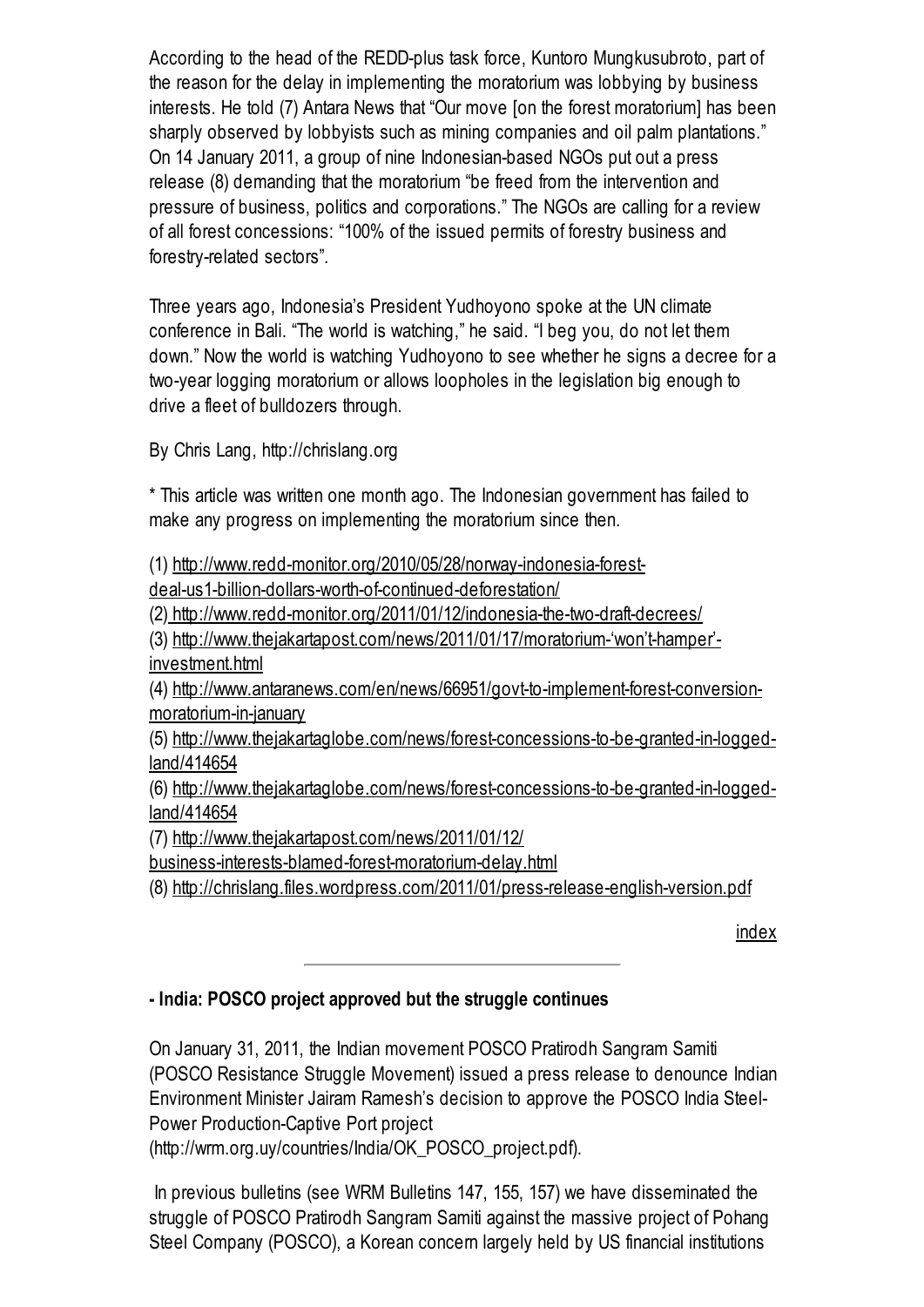According to the head of the REDD-plus task force, Kuntoro Mungkusubroto, part of the reason for the delay in implementing the moratorium was lobbying by business interests. He told (7) Antara News that "Our move [on the forest moratorium] has been sharply observed by lobbyists such as mining companies and oil palm plantations." On 14 January 2011, a group of nine Indonesian-based NGOs put out a press release (8) demanding that the moratorium "be freed from the intervention and pressure of business, politics and corporations." The NGOs are calling for a review of all forest concessions: "100% of the issued permits of forestry business and forestry-related sectors".

Three years ago, Indonesia's President Yudhoyono spoke at the UN climate conference in Bali. "The world is watching," he said. "I beg you, do not let them down." Now the world is watching Yudhoyono to see whether he signs a decree for a two-year logging moratorium or allows loopholes in the legislation big enough to drive a fleet of bulldozers through.

By Chris Lang, http://chrislang.org

* This article was written one month ago. The Indonesian government has failed to make any progress on implementing the moratorium since then.

(1) http://www.redd-monitor.org/2010/05/28/norway-indonesia-forest-deal-us1-billion-dollars-worth-of-continued-deforestation/
(2) http://www.redd-monitor.org/2011/01/12/indonesia-the-two-draft-decrees/
(3) http://www.thejakartapost.com/news/2011/01/17/moratorium-'won't-hamper'-investment.html
(4) http://www.antaranews.com/en/news/66951/govt-to-implement-forest-conversion-moratorium-in-january
(5) http://www.thejakartaglobe.com/news/forest-concessions-to-be-granted-in-logged-land/414654
(6) http://www.thejakartaglobe.com/news/forest-concessions-to-be-granted-in-logged-land/414654
(7) http://www.thejakartapost.com/news/2011/01/12/business-interests-blamed-forest-moratorium-delay.html
(8) http://chrislang.files.wordpress.com/2011/01/press-release-english-version.pdf

index

---

**- India: POSCO project approved but the struggle continues**

On January 31, 2011, the Indian movement POSCO Pratirodh Sangram Samiti (POSCO Resistance Struggle Movement) issued a press release to denounce Indian Environment Minister Jairam Ramesh's decision to approve the POSCO India Steel-Power Production-Captive Port project (http://wrm.org.uy/countries/India/OK_POSCO_project.pdf).

In previous bulletins (see WRM Bulletins 147, 155, 157) we have disseminated the struggle of POSCO Pratirodh Sangram Samiti against the massive project of Pohang Steel Company (POSCO), a Korean concern largely held by US financial institutions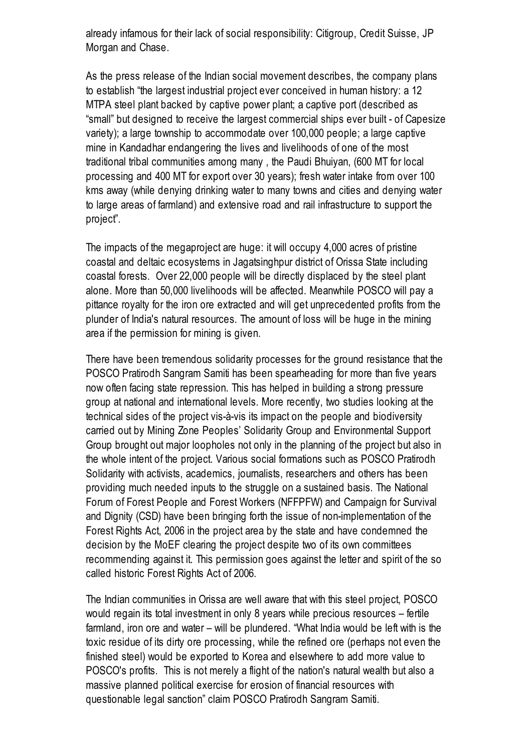already infamous for their lack of social responsibility: Citigroup, Credit Suisse, JP Morgan and Chase.

As the press release of the Indian social movement describes, the company plans to establish "the largest industrial project ever conceived in human history: a 12 MTPA steel plant backed by captive power plant; a captive port (described as "small" but designed to receive the largest commercial ships ever built - of Capesize variety); a large township to accommodate over 100,000 people; a large captive mine in Kandadhar endangering the lives and livelihoods of one of the most traditional tribal communities among many , the Paudi Bhuiyan, (600 MT for local processing and 400 MT for export over 30 years); fresh water intake from over 100 kms away (while denying drinking water to many towns and cities and denying water to large areas of farmland) and extensive road and rail infrastructure to support the project".

The impacts of the megaproject are huge: it will occupy 4,000 acres of pristine coastal and deltaic ecosystems in Jagatsinghpur district of Orissa State including coastal forests. Over 22,000 people will be directly displaced by the steel plant alone. More than 50,000 livelihoods will be affected. Meanwhile POSCO will pay a pittance royalty for the iron ore extracted and will get unprecedented profits from the plunder of India's natural resources. The amount of loss will be huge in the mining area if the permission for mining is given.

There have been tremendous solidarity processes for the ground resistance that the POSCO Pratirodh Sangram Samiti has been spearheading for more than five years now often facing state repression. This has helped in building a strong pressure group at national and international levels. More recently, two studies looking at the technical sides of the project vis-à-vis its impact on the people and biodiversity carried out by Mining Zone Peoples' Solidarity Group and Environmental Support Group brought out major loopholes not only in the planning of the project but also in the whole intent of the project. Various social formations such as POSCO Pratirodh Solidarity with activists, academics, journalists, researchers and others has been providing much needed inputs to the struggle on a sustained basis. The National Forum of Forest People and Forest Workers (NFFPFW) and Campaign for Survival and Dignity (CSD) have been bringing forth the issue of non-implementation of the Forest Rights Act, 2006 in the project area by the state and have condemned the decision by the MoEF clearing the project despite two of its own committees recommending against it. This permission goes against the letter and spirit of the so called historic Forest Rights Act of 2006.

The Indian communities in Orissa are well aware that with this steel project, POSCO would regain its total investment in only 8 years while precious resources – fertile farmland, iron ore and water – will be plundered. "What India would be left with is the toxic residue of its dirty ore processing, while the refined ore (perhaps not even the finished steel) would be exported to Korea and elsewhere to add more value to POSCO's profits. This is not merely a flight of the nation's natural wealth but also a massive planned political exercise for erosion of financial resources with questionable legal sanction" claim POSCO Pratirodh Sangram Samiti.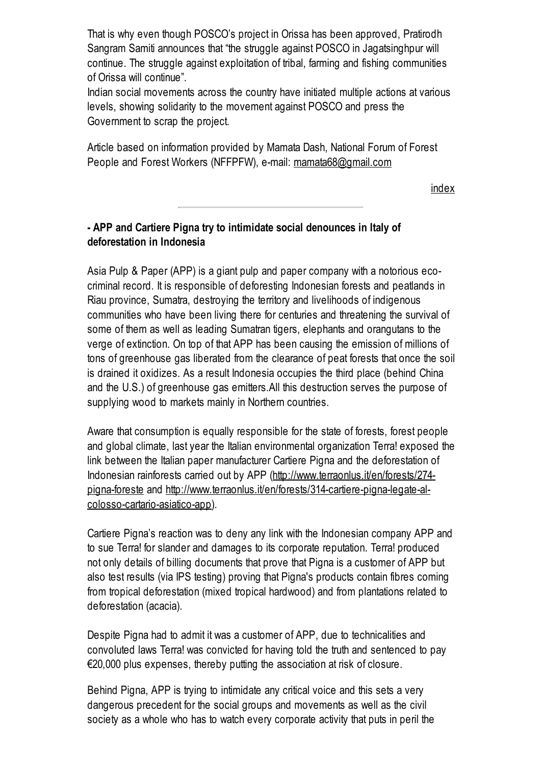That is why even though POSCO's project in Orissa has been approved, Pratirodh Sangram Samiti announces that "the struggle against POSCO in Jagatsinghpur will continue. The struggle against exploitation of tribal, farming and fishing communities of Orissa will continue".

Indian social movements across the country have initiated multiple actions at various levels, showing solidarity to the movement against POSCO and press the Government to scrap the project.

Article based on information provided by Mamata Dash, National Forum of Forest People and Forest Workers (NFFPFW), e-mail: mamata68@gmail.com

index

---

### - APP and Cartiere Pigna try to intimidate social denounces in Italy of deforestation in Indonesia

Asia Pulp & Paper (APP) is a giant pulp and paper company with a notorious eco-criminal record. It is responsible of deforesting Indonesian forests and peatlands in Riau province, Sumatra, destroying the territory and livelihoods of indigenous communities who have been living there for centuries and threatening the survival of some of them as well as leading Sumatran tigers, elephants and orangutans to the verge of extinction. On top of that APP has been causing the emission of millions of tons of greenhouse gas liberated from the clearance of peat forests that once the soil is drained it oxidizes. As a result Indonesia occupies the third place (behind China and the U.S.) of greenhouse gas emitters.All this destruction serves the purpose of supplying wood to markets mainly in Northern countries.

Aware that consumption is equally responsible for the state of forests, forest people and global climate, last year the Italian environmental organization Terra! exposed the link between the Italian paper manufacturer Cartiere Pigna and the deforestation of Indonesian rainforests carried out by APP (http://www.terraonlus.it/en/forests/274-pigna-foreste and http://www.terraonlus.it/en/forests/314-cartiere-pigna-legate-al-colosso-cartario-asiatico-app).

Cartiere Pigna's reaction was to deny any link with the Indonesian company APP and to sue Terra! for slander and damages to its corporate reputation. Terra! produced not only details of billing documents that prove that Pigna is a customer of APP but also test results (via IPS testing) proving that Pigna's products contain fibres coming from tropical deforestation (mixed tropical hardwood) and from plantations related to deforestation (acacia).

Despite Pigna had to admit it was a customer of APP, due to technicalities and convoluted laws Terra! was convicted for having told the truth and sentenced to pay €20,000 plus expenses, thereby putting the association at risk of closure.

Behind Pigna, APP is trying to intimidate any critical voice and this sets a very dangerous precedent for the social groups and movements as well as the civil society as a whole who has to watch every corporate activity that puts in peril the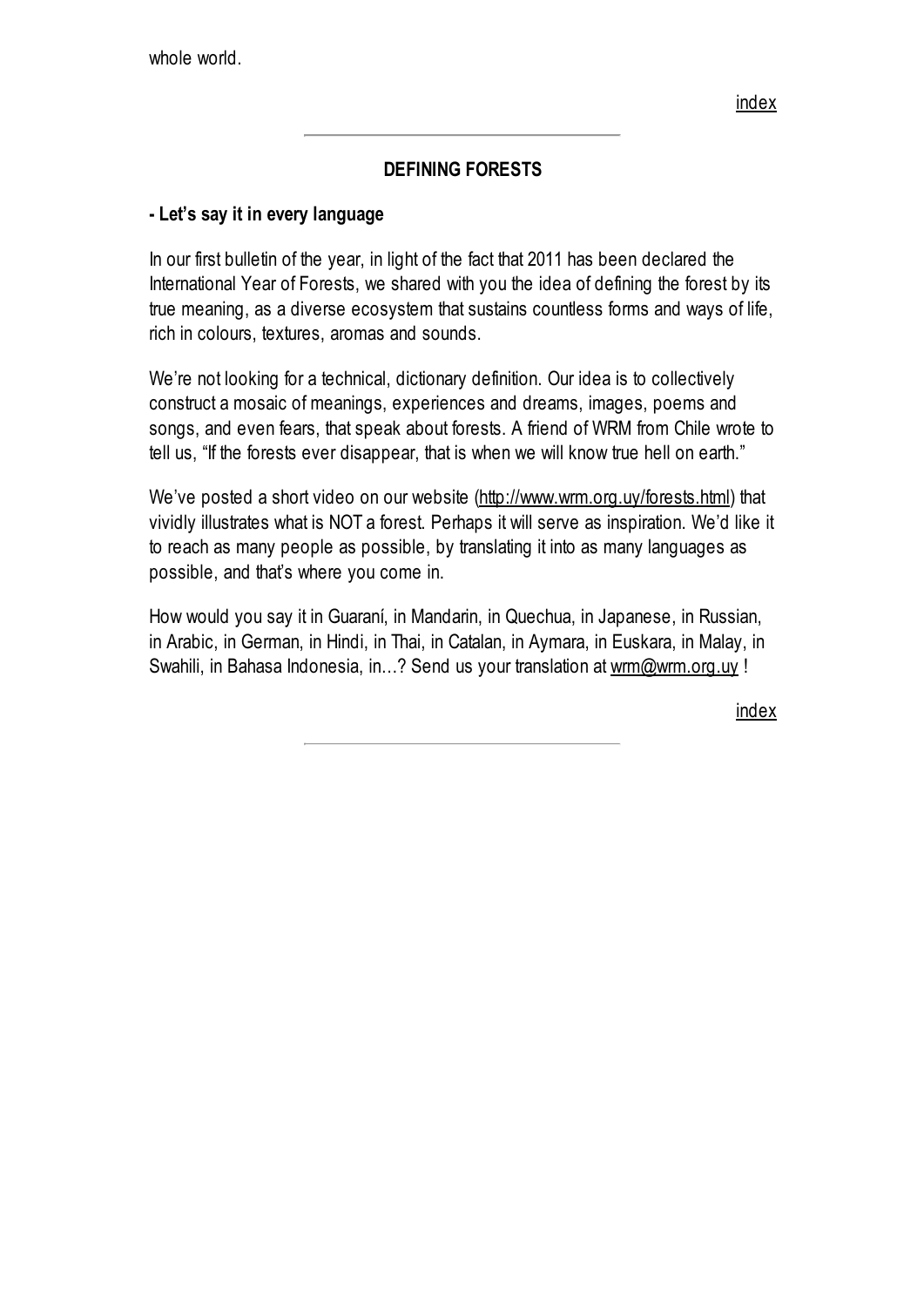whole world.

index

---

## DEFINING FORESTS

**- Let's say it in every language**

In our first bulletin of the year, in light of the fact that 2011 has been declared the International Year of Forests, we shared with you the idea of defining the forest by its true meaning, as a diverse ecosystem that sustains countless forms and ways of life, rich in colours, textures, aromas and sounds.

We're not looking for a technical, dictionary definition. Our idea is to collectively construct a mosaic of meanings, experiences and dreams, images, poems and songs, and even fears, that speak about forests. A friend of WRM from Chile wrote to tell us, "If the forests ever disappear, that is when we will know true hell on earth."

We've posted a short video on our website (http://www.wrm.org.uy/forests.html) that vividly illustrates what is NOT a forest. Perhaps it will serve as inspiration. We'd like it to reach as many people as possible, by translating it into as many languages as possible, and that's where you come in.

How would you say it in Guaraní, in Mandarin, in Quechua, in Japanese, in Russian, in Arabic, in German, in Hindi, in Thai, in Catalan, in Aymara, in Euskara, in Malay, in Swahili, in Bahasa Indonesia, in…? Send us your translation at wrm@wrm.org.uy !

index

---